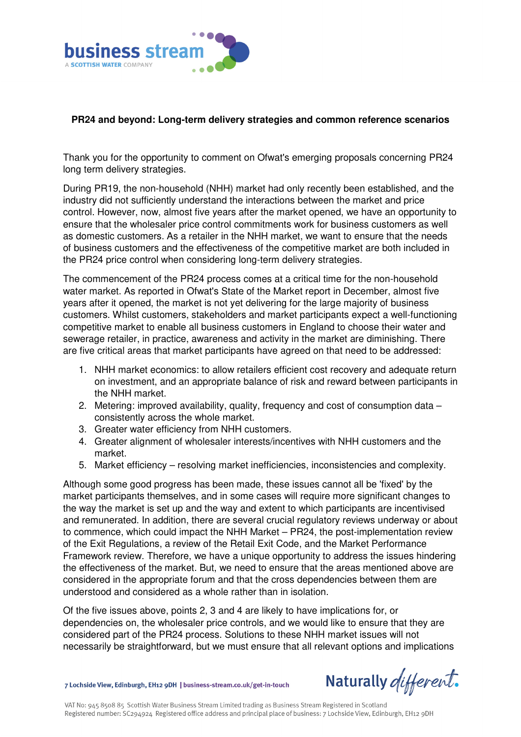## PR24 and beyond: Long-term delivery strategies and common reference scenarios

Thank you for the opportunity to comment on Ofwat's emerging proposals concerning PR24 long term delivery strategies.

During PR19, the non-household (NHH) market had only recently been established, and the industry did not sufficiently understand the interactions between the market and price control. However, now, almost five years after the market opened, we have an opportunity to ensure that the wholesaler price control commitments work for business customers as well as domestic customers. As a retailer in the NHH market, we want to ensure that the needs of business customers and the effectiveness of the competitive market are both included in the PR24 price control when considering long-term delivery strategies.

The commencement of the PR24 process comes at a critical time for the non-household water market. As reported in Ofwat's State of the Market report in December, almost five years after it opened, the market is not yet delivering for the large majority of business customers. Whilst customers, stakeholders and market participants expect a well-functioning competitive market to enable all business customers in England to choose their water and sewerage retailer, in practice, awareness and activity in the market are diminishing. There are five critical areas that market participants have agreed on that need to be addressed:

1. NHH market economics: to allow retailers efficient cost recovery and adequate return on investment, and an appropriate balance of risk and reward between participants in the NHH market.
2. Metering: improved availability, quality, frequency and cost of consumption data – consistently across the whole market.
3. Greater water efficiency from NHH customers.
4. Greater alignment of wholesaler interests/incentives with NHH customers and the market.
5. Market efficiency – resolving market inefficiencies, inconsistencies and complexity.

Although some good progress has been made, these issues cannot all be 'fixed' by the market participants themselves, and in some cases will require more significant changes to the way the market is set up and the way and extent to which participants are incentivised and remunerated. In addition, there are several crucial regulatory reviews underway or about to commence, which could impact the NHH Market – PR24, the post-implementation review of the Exit Regulations, a review of the Retail Exit Code, and the Market Performance Framework review. Therefore, we have a unique opportunity to address the issues hindering the effectiveness of the market. But, we need to ensure that the areas mentioned above are considered in the appropriate forum and that the cross dependencies between them are understood and considered as a whole rather than in isolation.

Of the five issues above, points 2, 3 and 4 are likely to have implications for, or dependencies on, the wholesaler price controls, and we would like to ensure that they are considered part of the PR24 process. Solutions to these NHH market issues will not necessarily be straightforward, but we must ensure that all relevant options and implications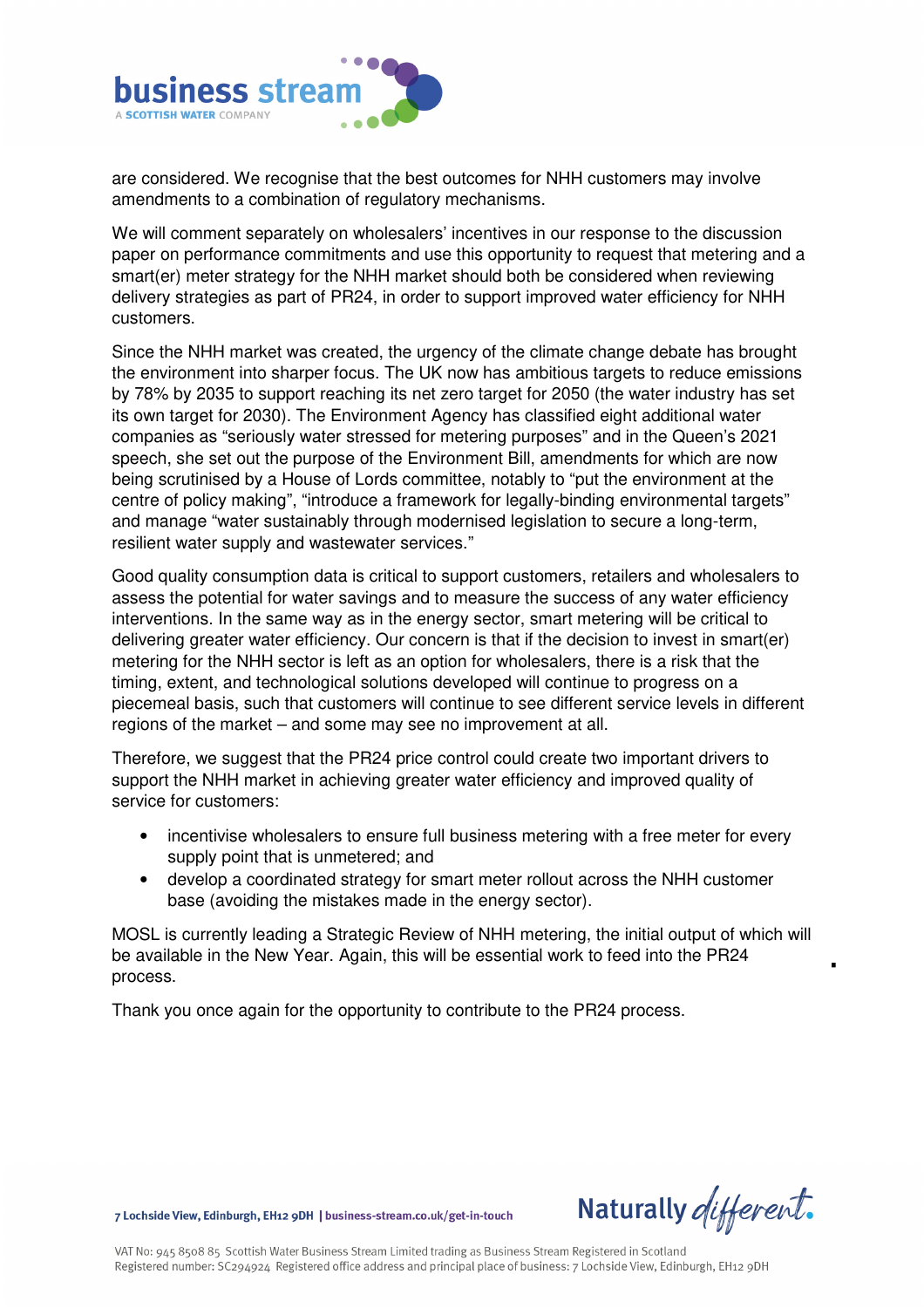are considered. We recognise that the best outcomes for NHH customers may involve amendments to a combination of regulatory mechanisms.

We will comment separately on wholesalers' incentives in our response to the discussion paper on performance commitments and use this opportunity to request that metering and a smart(er) meter strategy for the NHH market should both be considered when reviewing delivery strategies as part of PR24, in order to support improved water efficiency for NHH customers.

Since the NHH market was created, the urgency of the climate change debate has brought the environment into sharper focus. The UK now has ambitious targets to reduce emissions by 78% by 2035 to support reaching its net zero target for 2050 (the water industry has set its own target for 2030). The Environment Agency has classified eight additional water companies as "seriously water stressed for metering purposes" and in the Queen's 2021 speech, she set out the purpose of the Environment Bill, amendments for which are now being scrutinised by a House of Lords committee, notably to "put the environment at the centre of policy making", "introduce a framework for legally-binding environmental targets" and manage "water sustainably through modernised legislation to secure a long-term, resilient water supply and wastewater services."

Good quality consumption data is critical to support customers, retailers and wholesalers to assess the potential for water savings and to measure the success of any water efficiency interventions. In the same way as in the energy sector, smart metering will be critical to delivering greater water efficiency. Our concern is that if the decision to invest in smart(er) metering for the NHH sector is left as an option for wholesalers, there is a risk that the timing, extent, and technological solutions developed will continue to progress on a piecemeal basis, such that customers will continue to see different service levels in different regions of the market – and some may see no improvement at all.

Therefore, we suggest that the PR24 price control could create two important drivers to support the NHH market in achieving greater water efficiency and improved quality of service for customers:

- incentivise wholesalers to ensure full business metering with a free meter for every supply point that is unmetered; and
- develop a coordinated strategy for smart meter rollout across the NHH customer base (avoiding the mistakes made in the energy sector).

MOSL is currently leading a Strategic Review of NHH metering, the initial output of which will be available in the New Year. Again, this will be essential work to feed into the PR24 process.

Thank you once again for the opportunity to contribute to the PR24 process.